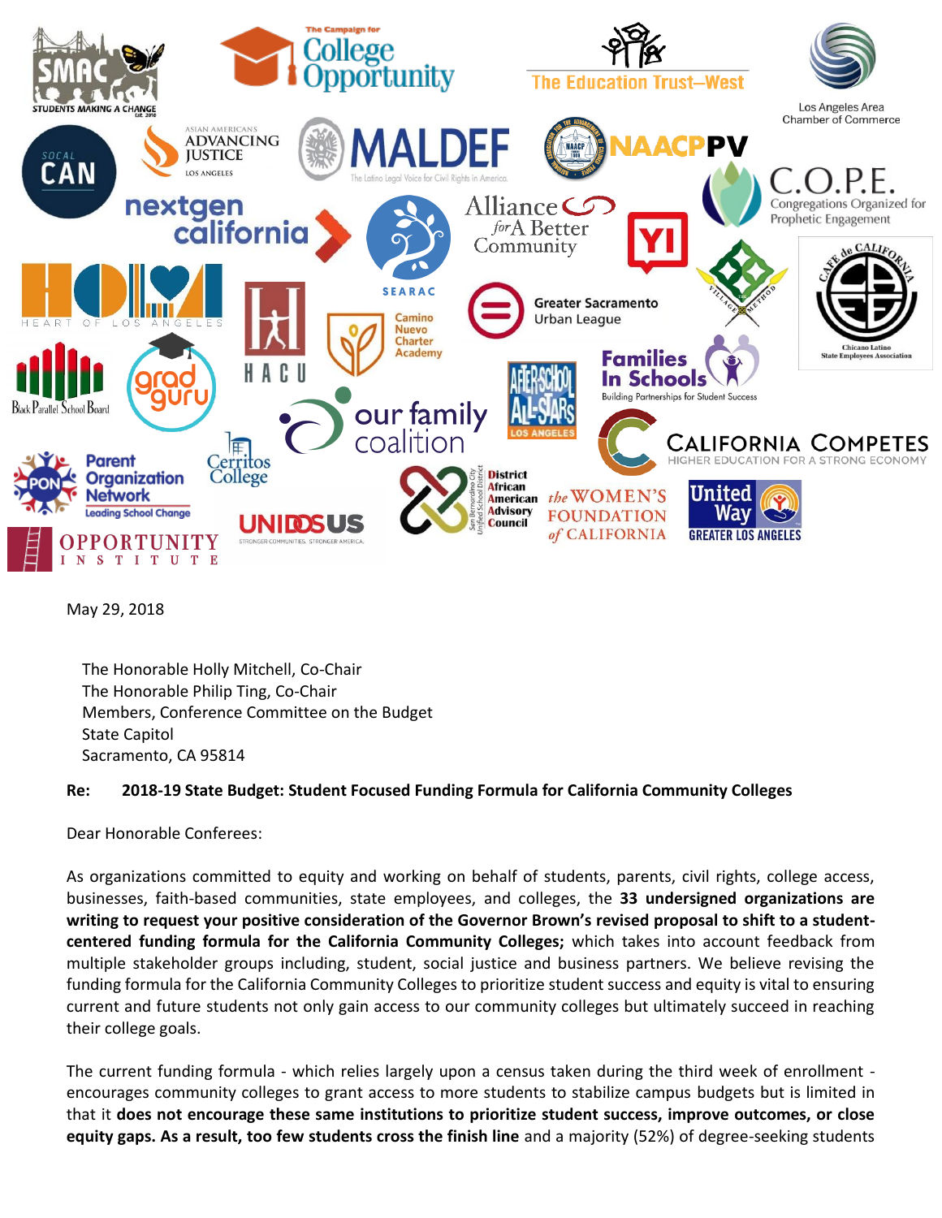May 29, 2018

The Honorable Holly Mitchell, Co-Chair
The Honorable Philip Ting, Co-Chair
Members, Conference Committee on the Budget
State Capitol
Sacramento, CA 95814

**Re: 2018-19 State Budget: Student Focused Funding Formula for California Community Colleges**

Dear Honorable Conferees:

As organizations committed to equity and working on behalf of students, parents, civil rights, college access, businesses, faith-based communities, state employees, and colleges, the **33 undersigned organizations are writing to request your positive consideration of the Governor Brown's revised proposal to shift to a student-centered funding formula for the California Community Colleges;** which takes into account feedback from multiple stakeholder groups including, student, social justice and business partners. We believe revising the funding formula for the California Community Colleges to prioritize student success and equity is vital to ensuring current and future students not only gain access to our community colleges but ultimately succeed in reaching their college goals.

The current funding formula - which relies largely upon a census taken during the third week of enrollment - encourages community colleges to grant access to more students to stabilize campus budgets but is limited in that it **does not encourage these same institutions to prioritize student success, improve outcomes, or close equity gaps. As a result, too few students cross the finish line** and a majority (52%) of degree-seeking students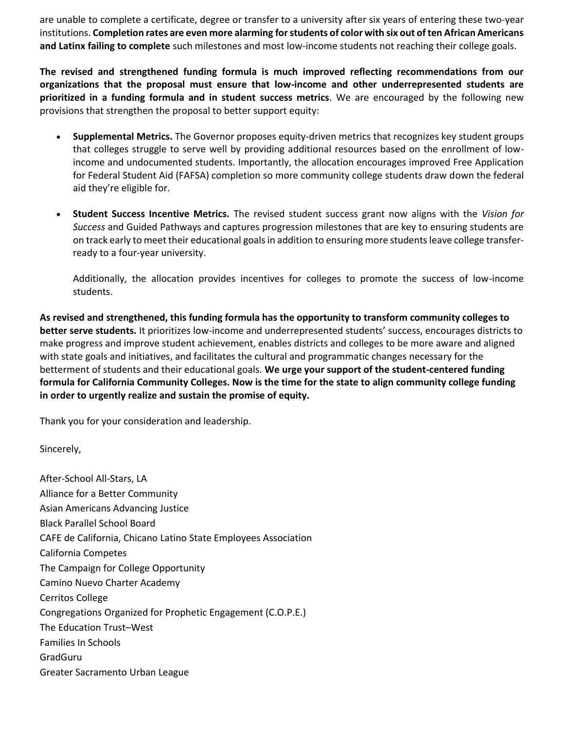are unable to complete a certificate, degree or transfer to a university after six years of entering these two-year institutions. **Completion rates are even more alarming for students of color with six out of ten African Americans and Latinx failing to complete** such milestones and most low-income students not reaching their college goals.

**The revised and strengthened funding formula is much improved reflecting recommendations from our organizations that the proposal must ensure that low-income and other underrepresented students are prioritized in a funding formula and in student success metrics**. We are encouraged by the following new provisions that strengthen the proposal to better support equity:

- **Supplemental Metrics.** The Governor proposes equity-driven metrics that recognizes key student groups that colleges struggle to serve well by providing additional resources based on the enrollment of low-income and undocumented students. Importantly, the allocation encourages improved Free Application for Federal Student Aid (FAFSA) completion so more community college students draw down the federal aid they're eligible for.

- **Student Success Incentive Metrics.** The revised student success grant now aligns with the *Vision for Success* and Guided Pathways and captures progression milestones that are key to ensuring students are on track early to meet their educational goals in addition to ensuring more students leave college transfer-ready to a four-year university.

  Additionally, the allocation provides incentives for colleges to promote the success of low-income students.

**As revised and strengthened, this funding formula has the opportunity to transform community colleges to better serve students.** It prioritizes low-income and underrepresented students' success, encourages districts to make progress and improve student achievement, enables districts and colleges to be more aware and aligned with state goals and initiatives, and facilitates the cultural and programmatic changes necessary for the betterment of students and their educational goals. **We urge your support of the student-centered funding formula for California Community Colleges. Now is the time for the state to align community college funding in order to urgently realize and sustain the promise of equity.**

Thank you for your consideration and leadership.

Sincerely,

After-School All-Stars, LA
Alliance for a Better Community
Asian Americans Advancing Justice
Black Parallel School Board
CAFE de California, Chicano Latino State Employees Association
California Competes
The Campaign for College Opportunity
Camino Nuevo Charter Academy
Cerritos College
Congregations Organized for Prophetic Engagement (C.O.P.E.)
The Education Trust–West
Families In Schools
GradGuru
Greater Sacramento Urban League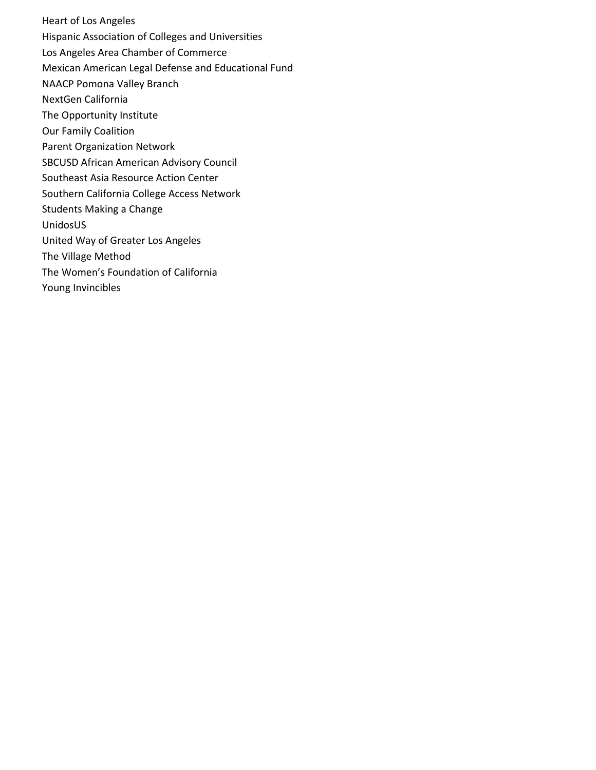Heart of Los Angeles
Hispanic Association of Colleges and Universities
Los Angeles Area Chamber of Commerce
Mexican American Legal Defense and Educational Fund
NAACP Pomona Valley Branch
NextGen California
The Opportunity Institute
Our Family Coalition
Parent Organization Network
SBCUSD African American Advisory Council
Southeast Asia Resource Action Center
Southern California College Access Network
Students Making a Change
UnidosUS
United Way of Greater Los Angeles
The Village Method
The Women's Foundation of California
Young Invincibles